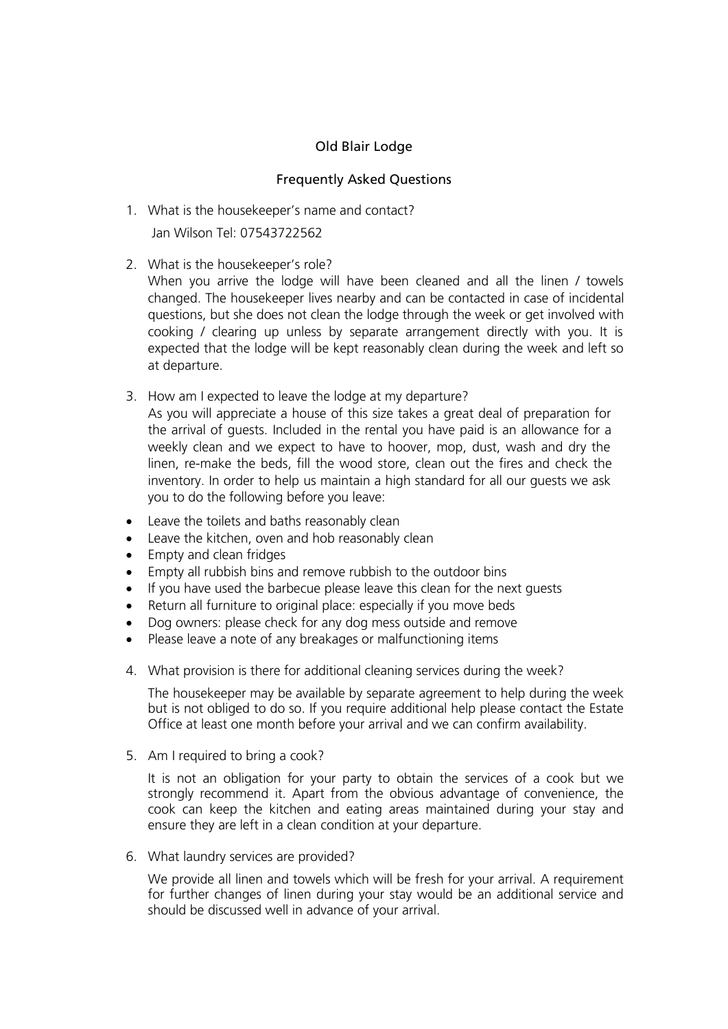# Old Blair Lodge

## Frequently Asked Questions

1. What is the housekeeper's name and contact?

   Jan Wilson Tel: 07543722562

2. What is the housekeeper's role?

   When you arrive the lodge will have been cleaned and all the linen / towels changed. The housekeeper lives nearby and can be contacted in case of incidental questions, but she does not clean the lodge through the week or get involved with cooking / clearing up unless by separate arrangement directly with you. It is expected that the lodge will be kept reasonably clean during the week and left so at departure.

3. How am I expected to leave the lodge at my departure?

   As you will appreciate a house of this size takes a great deal of preparation for the arrival of guests. Included in the rental you have paid is an allowance for a weekly clean and we expect to have to hoover, mop, dust, wash and dry the linen, re-make the beds, fill the wood store, clean out the fires and check the inventory. In order to help us maintain a high standard for all our guests we ask you to do the following before you leave:

- Leave the toilets and baths reasonably clean
- Leave the kitchen, oven and hob reasonably clean
- Empty and clean fridges
- Empty all rubbish bins and remove rubbish to the outdoor bins
- If you have used the barbecue please leave this clean for the next guests
- Return all furniture to original place: especially if you move beds
- Dog owners: please check for any dog mess outside and remove
- Please leave a note of any breakages or malfunctioning items

4. What provision is there for additional cleaning services during the week?

   The housekeeper may be available by separate agreement to help during the week but is not obliged to do so. If you require additional help please contact the Estate Office at least one month before your arrival and we can confirm availability.

5. Am I required to bring a cook?

   It is not an obligation for your party to obtain the services of a cook but we strongly recommend it. Apart from the obvious advantage of convenience, the cook can keep the kitchen and eating areas maintained during your stay and ensure they are left in a clean condition at your departure.

6. What laundry services are provided?

   We provide all linen and towels which will be fresh for your arrival. A requirement for further changes of linen during your stay would be an additional service and should be discussed well in advance of your arrival.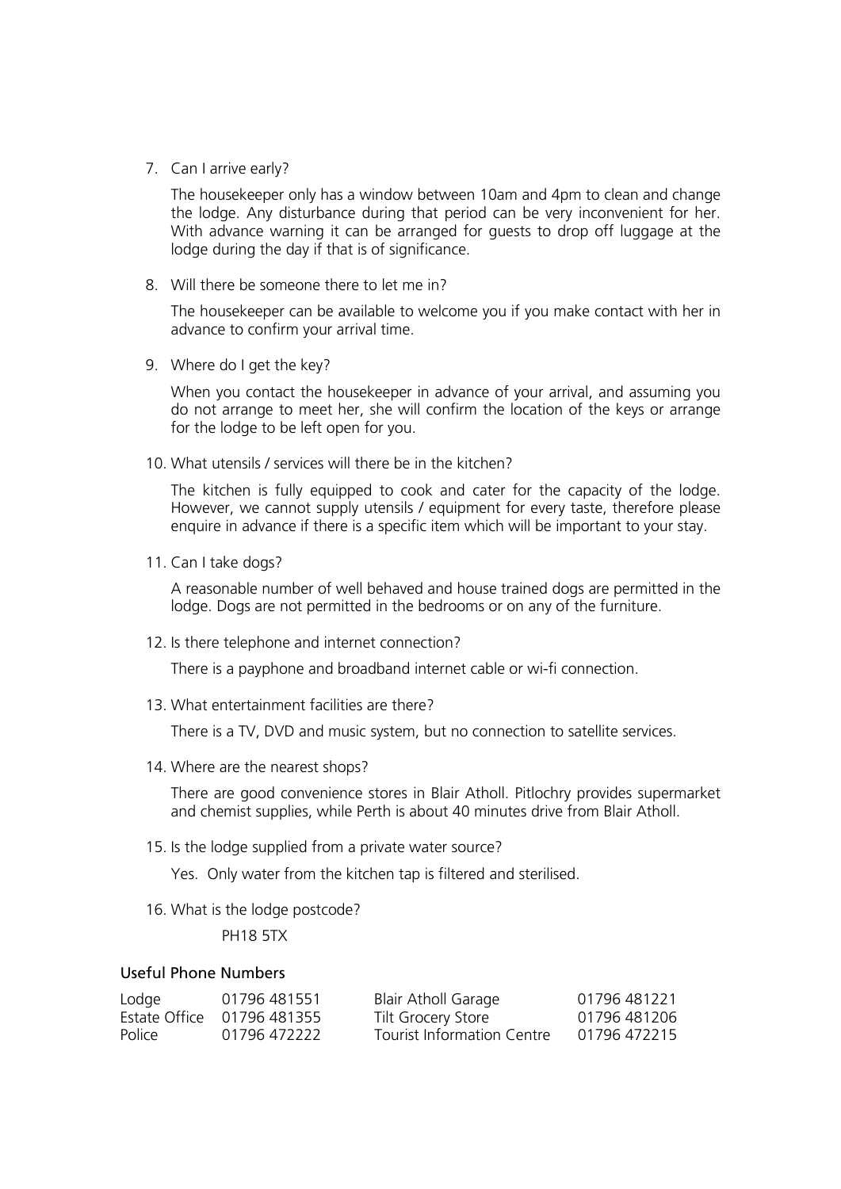7. Can I arrive early?

   The housekeeper only has a window between 10am and 4pm to clean and change the lodge. Any disturbance during that period can be very inconvenient for her. With advance warning it can be arranged for guests to drop off luggage at the lodge during the day if that is of significance.

8. Will there be someone there to let me in?

   The housekeeper can be available to welcome you if you make contact with her in advance to confirm your arrival time.

9. Where do I get the key?

   When you contact the housekeeper in advance of your arrival, and assuming you do not arrange to meet her, she will confirm the location of the keys or arrange for the lodge to be left open for you.

10. What utensils / services will there be in the kitchen?

    The kitchen is fully equipped to cook and cater for the capacity of the lodge. However, we cannot supply utensils / equipment for every taste, therefore please enquire in advance if there is a specific item which will be important to your stay.

11. Can I take dogs?

    A reasonable number of well behaved and house trained dogs are permitted in the lodge. Dogs are not permitted in the bedrooms or on any of the furniture.

12. Is there telephone and internet connection?

    There is a payphone and broadband internet cable or wi-fi connection.

13. What entertainment facilities are there?

    There is a TV, DVD and music system, but no connection to satellite services.

14. Where are the nearest shops?

    There are good convenience stores in Blair Atholl. Pitlochry provides supermarket and chemist supplies, while Perth is about 40 minutes drive from Blair Atholl.

15. Is the lodge supplied from a private water source?

    Yes. Only water from the kitchen tap is filtered and sterilised.

16. What is the lodge postcode?

    PH18 5TX

## Useful Phone Numbers

| | | | |
|---|---|---|---|
| Lodge | 01796 481551 | Blair Atholl Garage | 01796 481221 |
| Estate Office | 01796 481355 | Tilt Grocery Store | 01796 481206 |
| Police | 01796 472222 | Tourist Information Centre | 01796 472215 |